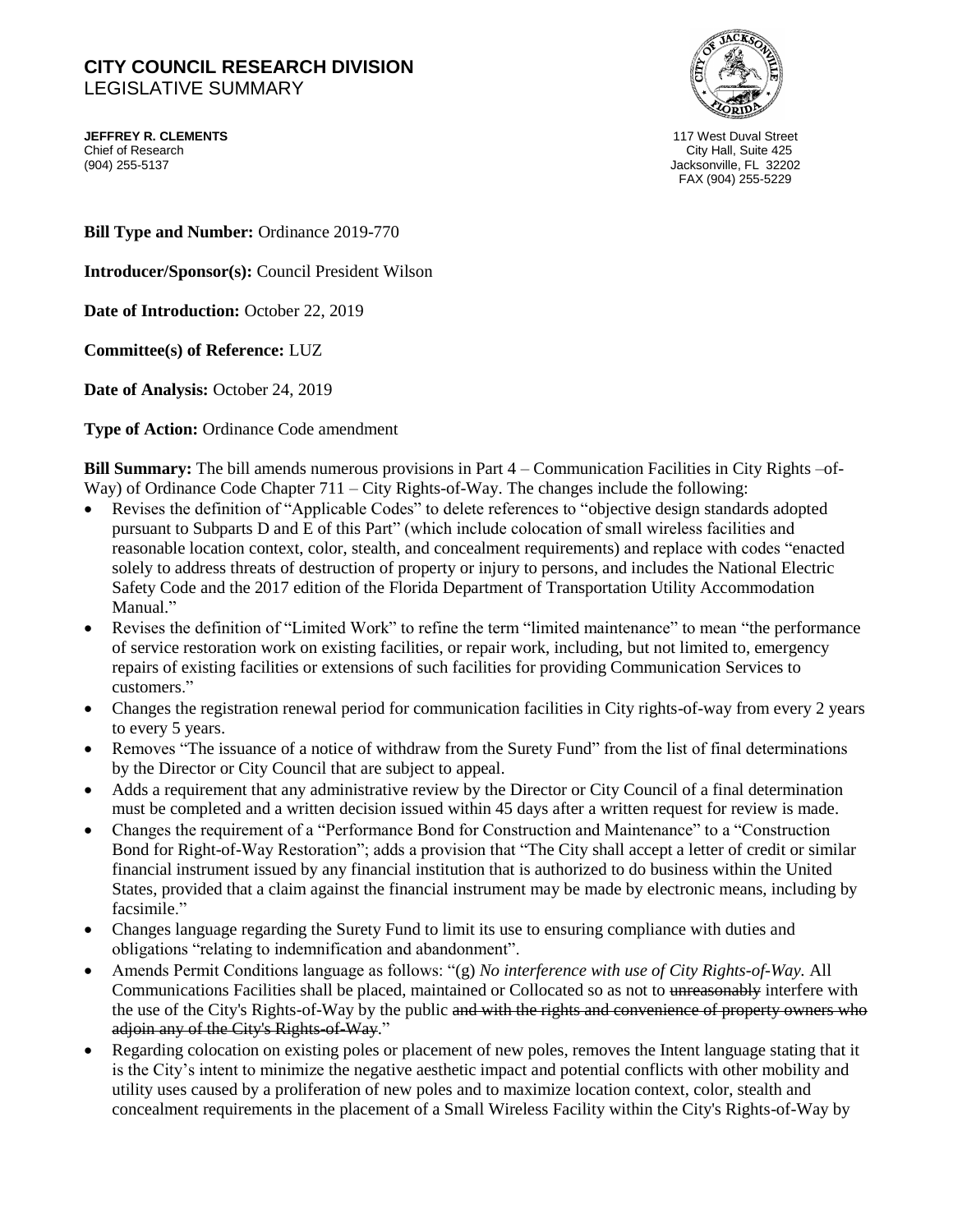**CITY COUNCIL RESEARCH DIVISION**
LEGISLATIVE SUMMARY

**JEFFREY R. CLEMENTS**
Chief of Research
(904) 255-5137

117 West Duval Street
City Hall, Suite 425
Jacksonville, FL 32202
FAX (904) 255-5229

**Bill Type and Number:** Ordinance 2019-770

**Introducer/Sponsor(s):** Council President Wilson

**Date of Introduction:** October 22, 2019

**Committee(s) of Reference:** LUZ

**Date of Analysis:** October 24, 2019

**Type of Action:** Ordinance Code amendment

**Bill Summary:** The bill amends numerous provisions in Part 4 – Communication Facilities in City Rights –of-Way) of Ordinance Code Chapter 711 – City Rights-of-Way. The changes include the following:

- Revises the definition of "Applicable Codes" to delete references to "objective design standards adopted pursuant to Subparts D and E of this Part" (which include colocation of small wireless facilities and reasonable location context, color, stealth, and concealment requirements) and replace with codes "enacted solely to address threats of destruction of property or injury to persons, and includes the National Electric Safety Code and the 2017 edition of the Florida Department of Transportation Utility Accommodation Manual."
- Revises the definition of "Limited Work" to refine the term "limited maintenance" to mean "the performance of service restoration work on existing facilities, or repair work, including, but not limited to, emergency repairs of existing facilities or extensions of such facilities for providing Communication Services to customers."
- Changes the registration renewal period for communication facilities in City rights-of-way from every 2 years to every 5 years.
- Removes "The issuance of a notice of withdraw from the Surety Fund" from the list of final determinations by the Director or City Council that are subject to appeal.
- Adds a requirement that any administrative review by the Director or City Council of a final determination must be completed and a written decision issued within 45 days after a written request for review is made.
- Changes the requirement of a "Performance Bond for Construction and Maintenance" to a "Construction Bond for Right-of-Way Restoration"; adds a provision that "The City shall accept a letter of credit or similar financial instrument issued by any financial institution that is authorized to do business within the United States, provided that a claim against the financial instrument may be made by electronic means, including by facsimile."
- Changes language regarding the Surety Fund to limit its use to ensuring compliance with duties and obligations "relating to indemnification and abandonment".
- Amends Permit Conditions language as follows: "(g) *No interference with use of City Rights-of-Way*. All Communications Facilities shall be placed, maintained or Collocated so as not to ~~unreasonably~~ interfere with the use of the City's Rights-of-Way by the public ~~and with the rights and convenience of property owners who adjoin any of the City's Rights-of-Way~~."
- Regarding colocation on existing poles or placement of new poles, removes the Intent language stating that it is the City's intent to minimize the negative aesthetic impact and potential conflicts with other mobility and utility uses caused by a proliferation of new poles and to maximize location context, color, stealth and concealment requirements in the placement of a Small Wireless Facility within the City's Rights-of-Way by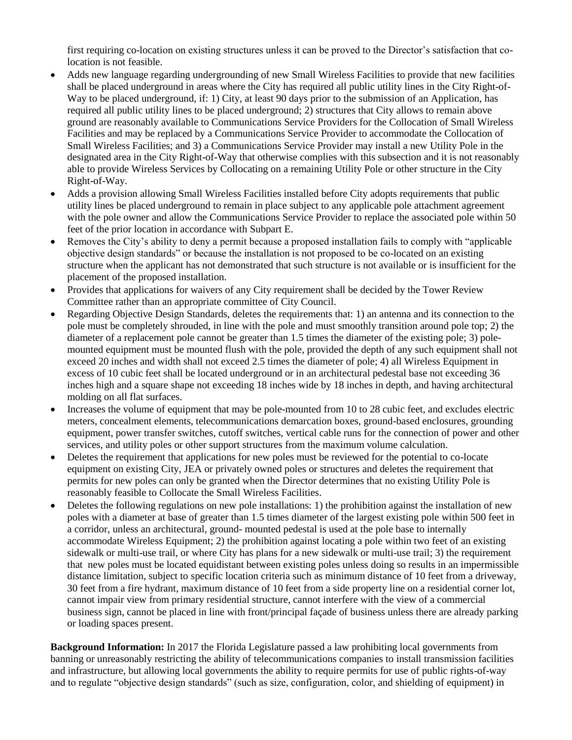first requiring co-location on existing structures unless it can be proved to the Director's satisfaction that co-location is not feasible.

- Adds new language regarding undergrounding of new Small Wireless Facilities to provide that new facilities shall be placed underground in areas where the City has required all public utility lines in the City Right-of-Way to be placed underground, if: 1) City, at least 90 days prior to the submission of an Application, has required all public utility lines to be placed underground; 2) structures that City allows to remain above ground are reasonably available to Communications Service Providers for the Collocation of Small Wireless Facilities and may be replaced by a Communications Service Provider to accommodate the Collocation of Small Wireless Facilities; and 3) a Communications Service Provider may install a new Utility Pole in the designated area in the City Right-of-Way that otherwise complies with this subsection and it is not reasonably able to provide Wireless Services by Collocating on a remaining Utility Pole or other structure in the City Right-of-Way.
- Adds a provision allowing Small Wireless Facilities installed before City adopts requirements that public utility lines be placed underground to remain in place subject to any applicable pole attachment agreement with the pole owner and allow the Communications Service Provider to replace the associated pole within 50 feet of the prior location in accordance with Subpart E.
- Removes the City's ability to deny a permit because a proposed installation fails to comply with "applicable objective design standards" or because the installation is not proposed to be co-located on an existing structure when the applicant has not demonstrated that such structure is not available or is insufficient for the placement of the proposed installation.
- Provides that applications for waivers of any City requirement shall be decided by the Tower Review Committee rather than an appropriate committee of City Council.
- Regarding Objective Design Standards, deletes the requirements that: 1) an antenna and its connection to the pole must be completely shrouded, in line with the pole and must smoothly transition around pole top; 2) the diameter of a replacement pole cannot be greater than 1.5 times the diameter of the existing pole; 3) pole-mounted equipment must be mounted flush with the pole, provided the depth of any such equipment shall not exceed 20 inches and width shall not exceed 2.5 times the diameter of pole; 4) all Wireless Equipment in excess of 10 cubic feet shall be located underground or in an architectural pedestal base not exceeding 36 inches high and a square shape not exceeding 18 inches wide by 18 inches in depth, and having architectural molding on all flat surfaces.
- Increases the volume of equipment that may be pole-mounted from 10 to 28 cubic feet, and excludes electric meters, concealment elements, telecommunications demarcation boxes, ground-based enclosures, grounding equipment, power transfer switches, cutoff switches, vertical cable runs for the connection of power and other services, and utility poles or other support structures from the maximum volume calculation.
- Deletes the requirement that applications for new poles must be reviewed for the potential to co-locate equipment on existing City, JEA or privately owned poles or structures and deletes the requirement that permits for new poles can only be granted when the Director determines that no existing Utility Pole is reasonably feasible to Collocate the Small Wireless Facilities.
- Deletes the following regulations on new pole installations: 1) the prohibition against the installation of new poles with a diameter at base of greater than 1.5 times diameter of the largest existing pole within 500 feet in a corridor, unless an architectural, ground- mounted pedestal is used at the pole base to internally accommodate Wireless Equipment; 2) the prohibition against locating a pole within two feet of an existing sidewalk or multi-use trail, or where City has plans for a new sidewalk or multi-use trail; 3) the requirement that new poles must be located equidistant between existing poles unless doing so results in an impermissible distance limitation, subject to specific location criteria such as minimum distance of 10 feet from a driveway, 30 feet from a fire hydrant, maximum distance of 10 feet from a side property line on a residential corner lot, cannot impair view from primary residential structure, cannot interfere with the view of a commercial business sign, cannot be placed in line with front/principal façade of business unless there are already parking or loading spaces present.

**Background Information:** In 2017 the Florida Legislature passed a law prohibiting local governments from banning or unreasonably restricting the ability of telecommunications companies to install transmission facilities and infrastructure, but allowing local governments the ability to require permits for use of public rights-of-way and to regulate "objective design standards" (such as size, configuration, color, and shielding of equipment) in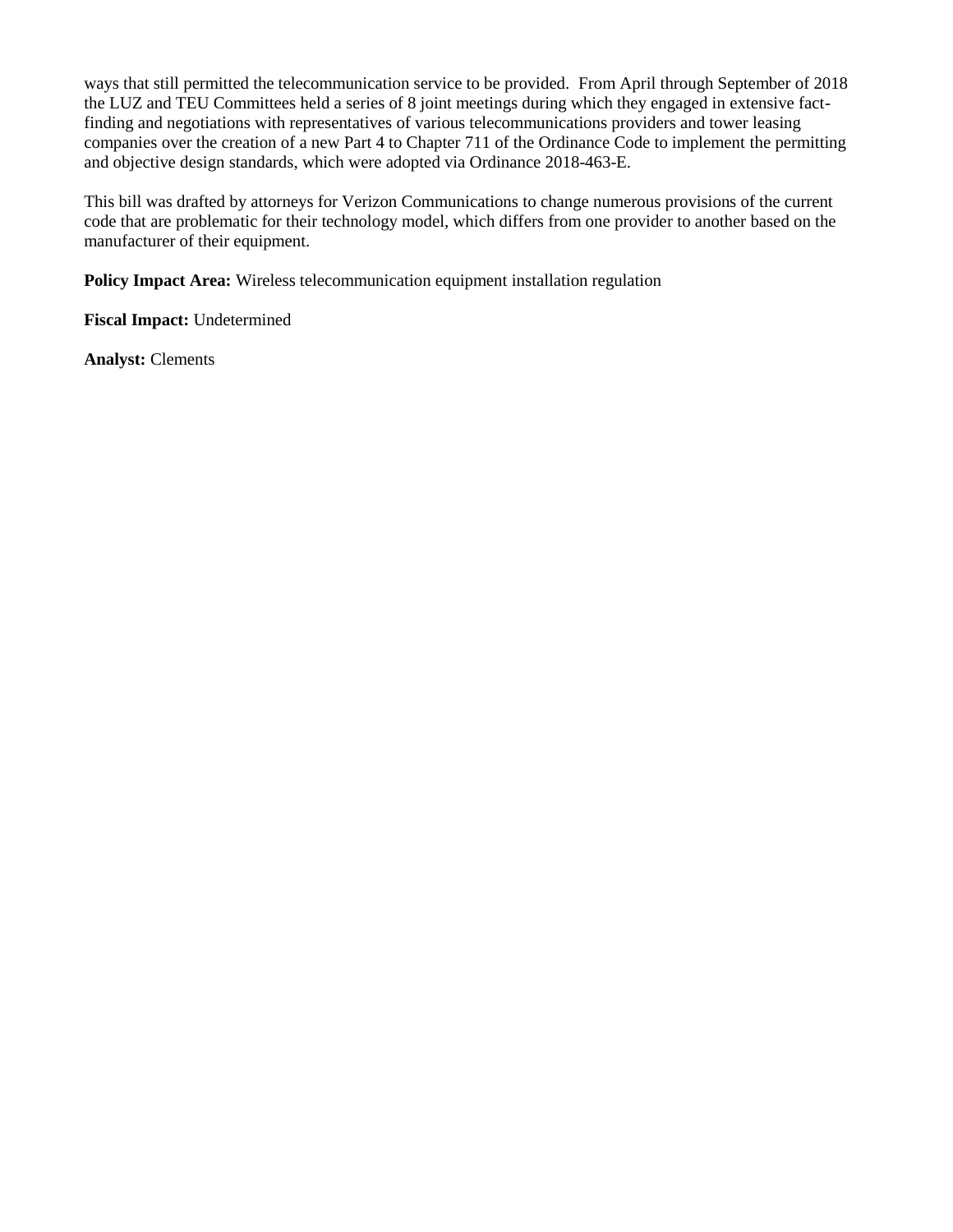ways that still permitted the telecommunication service to be provided. From April through September of 2018 the LUZ and TEU Committees held a series of 8 joint meetings during which they engaged in extensive fact-finding and negotiations with representatives of various telecommunications providers and tower leasing companies over the creation of a new Part 4 to Chapter 711 of the Ordinance Code to implement the permitting and objective design standards, which were adopted via Ordinance 2018-463-E.

This bill was drafted by attorneys for Verizon Communications to change numerous provisions of the current code that are problematic for their technology model, which differs from one provider to another based on the manufacturer of their equipment.

**Policy Impact Area:** Wireless telecommunication equipment installation regulation

**Fiscal Impact:** Undetermined

**Analyst:** Clements